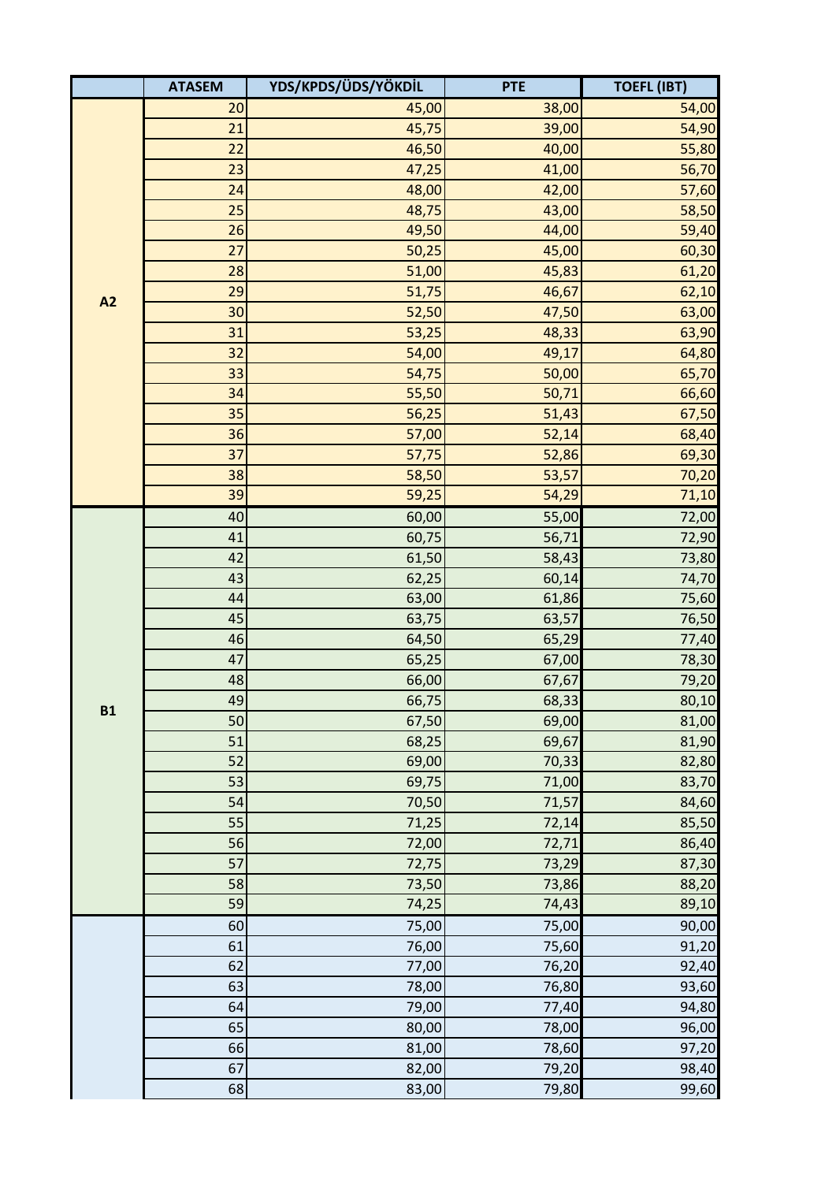| | ATASEM | YDS/KPDS/ÜDS/YÖKDİL | PTE | TOEFL (IBT) |
|---|---|---|---|---|
| A2 | 20 | 45,00 | 38,00 | 54,00 |
| | 21 | 45,75 | 39,00 | 54,90 |
| | 22 | 46,50 | 40,00 | 55,80 |
| | 23 | 47,25 | 41,00 | 56,70 |
| | 24 | 48,00 | 42,00 | 57,60 |
| | 25 | 48,75 | 43,00 | 58,50 |
| | 26 | 49,50 | 44,00 | 59,40 |
| | 27 | 50,25 | 45,00 | 60,30 |
| | 28 | 51,00 | 45,83 | 61,20 |
| | 29 | 51,75 | 46,67 | 62,10 |
| | 30 | 52,50 | 47,50 | 63,00 |
| | 31 | 53,25 | 48,33 | 63,90 |
| | 32 | 54,00 | 49,17 | 64,80 |
| | 33 | 54,75 | 50,00 | 65,70 |
| | 34 | 55,50 | 50,71 | 66,60 |
| | 35 | 56,25 | 51,43 | 67,50 |
| | 36 | 57,00 | 52,14 | 68,40 |
| | 37 | 57,75 | 52,86 | 69,30 |
| | 38 | 58,50 | 53,57 | 70,20 |
| | 39 | 59,25 | 54,29 | 71,10 |
| B1 | 40 | 60,00 | 55,00 | 72,00 |
| | 41 | 60,75 | 56,71 | 72,90 |
| | 42 | 61,50 | 58,43 | 73,80 |
| | 43 | 62,25 | 60,14 | 74,70 |
| | 44 | 63,00 | 61,86 | 75,60 |
| | 45 | 63,75 | 63,57 | 76,50 |
| | 46 | 64,50 | 65,29 | 77,40 |
| | 47 | 65,25 | 67,00 | 78,30 |
| | 48 | 66,00 | 67,67 | 79,20 |
| | 49 | 66,75 | 68,33 | 80,10 |
| | 50 | 67,50 | 69,00 | 81,00 |
| | 51 | 68,25 | 69,67 | 81,90 |
| | 52 | 69,00 | 70,33 | 82,80 |
| | 53 | 69,75 | 71,00 | 83,70 |
| | 54 | 70,50 | 71,57 | 84,60 |
| | 55 | 71,25 | 72,14 | 85,50 |
| | 56 | 72,00 | 72,71 | 86,40 |
| | 57 | 72,75 | 73,29 | 87,30 |
| | 58 | 73,50 | 73,86 | 88,20 |
| | 59 | 74,25 | 74,43 | 89,10 |
| | 60 | 75,00 | 75,00 | 90,00 |
| | 61 | 76,00 | 75,60 | 91,20 |
| | 62 | 77,00 | 76,20 | 92,40 |
| | 63 | 78,00 | 76,80 | 93,60 |
| | 64 | 79,00 | 77,40 | 94,80 |
| | 65 | 80,00 | 78,00 | 96,00 |
| | 66 | 81,00 | 78,60 | 97,20 |
| | 67 | 82,00 | 79,20 | 98,40 |
| | 68 | 83,00 | 79,80 | 99,60 |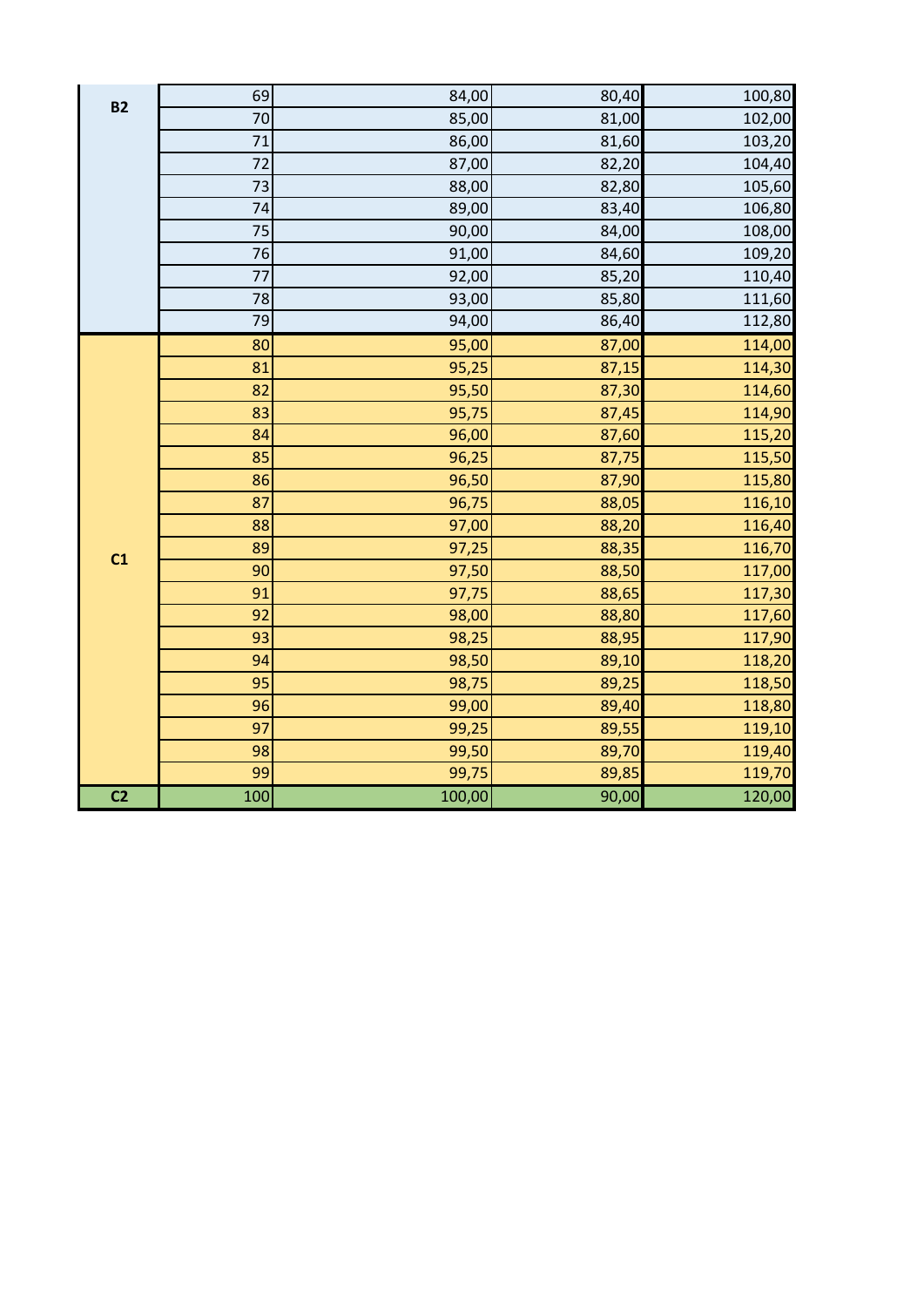| | | | | |
|---|---|---|---|---|
| B2 | 69 | 84,00 | 80,40 | 100,80 |
| | 70 | 85,00 | 81,00 | 102,00 |
| | 71 | 86,00 | 81,60 | 103,20 |
| | 72 | 87,00 | 82,20 | 104,40 |
| | 73 | 88,00 | 82,80 | 105,60 |
| | 74 | 89,00 | 83,40 | 106,80 |
| | 75 | 90,00 | 84,00 | 108,00 |
| | 76 | 91,00 | 84,60 | 109,20 |
| | 77 | 92,00 | 85,20 | 110,40 |
| | 78 | 93,00 | 85,80 | 111,60 |
| | 79 | 94,00 | 86,40 | 112,80 |
| C1 | 80 | 95,00 | 87,00 | 114,00 |
| | 81 | 95,25 | 87,15 | 114,30 |
| | 82 | 95,50 | 87,30 | 114,60 |
| | 83 | 95,75 | 87,45 | 114,90 |
| | 84 | 96,00 | 87,60 | 115,20 |
| | 85 | 96,25 | 87,75 | 115,50 |
| | 86 | 96,50 | 87,90 | 115,80 |
| | 87 | 96,75 | 88,05 | 116,10 |
| | 88 | 97,00 | 88,20 | 116,40 |
| | 89 | 97,25 | 88,35 | 116,70 |
| | 90 | 97,50 | 88,50 | 117,00 |
| | 91 | 97,75 | 88,65 | 117,30 |
| | 92 | 98,00 | 88,80 | 117,60 |
| | 93 | 98,25 | 88,95 | 117,90 |
| | 94 | 98,50 | 89,10 | 118,20 |
| | 95 | 98,75 | 89,25 | 118,50 |
| | 96 | 99,00 | 89,40 | 118,80 |
| | 97 | 99,25 | 89,55 | 119,10 |
| | 98 | 99,50 | 89,70 | 119,40 |
| | 99 | 99,75 | 89,85 | 119,70 |
| C2 | 100 | 100,00 | 90,00 | 120,00 |